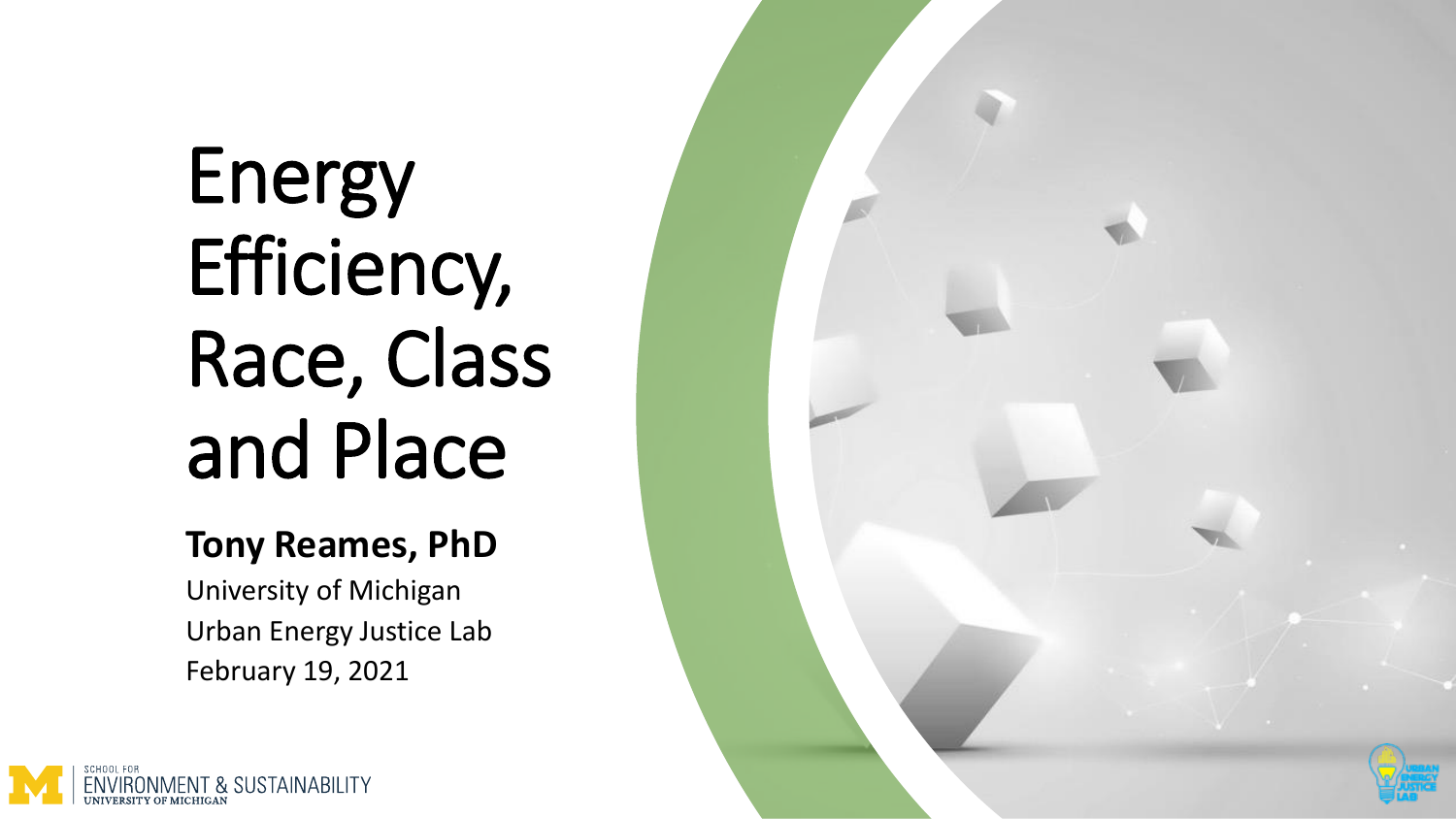# Energy Efficiency, Race, Class and Place

**Tony Reames, PhD**

University of Michigan

Urban Energy Justice Lab

February 19, 2021

SCHOOL FOR ENVIRONMENT & SUSTAINABILITY
UNIVERSITY OF MICHIGAN

URBAN ENERGY JUSTICE LAB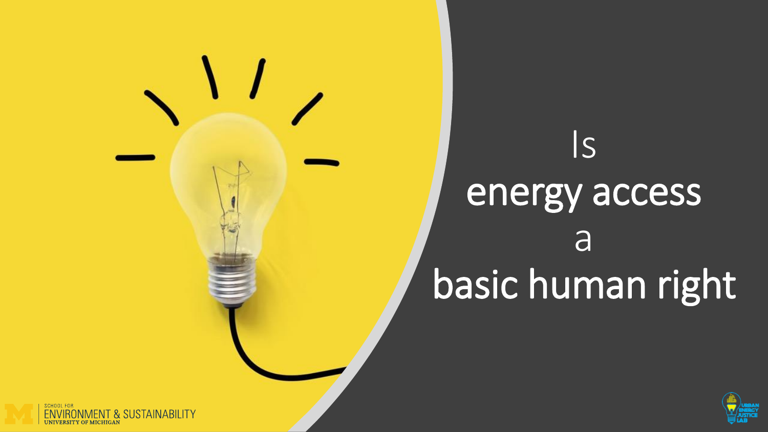# Is energy access a basic human right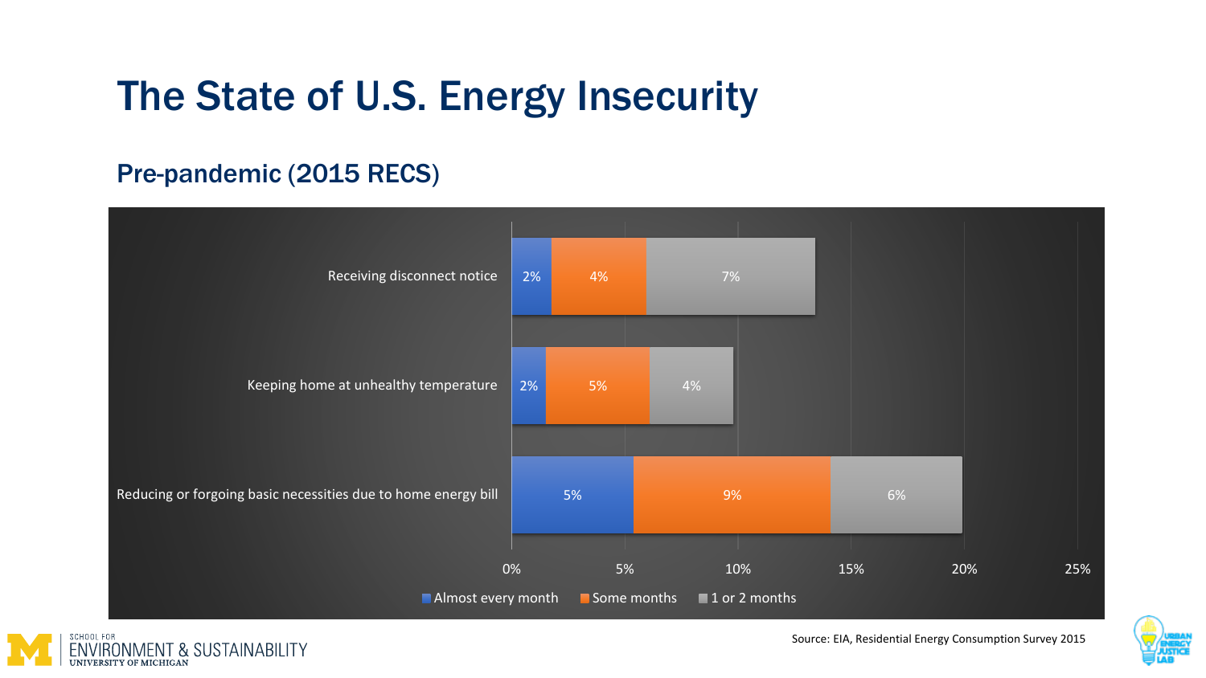# The State of U.S. Energy Insecurity

## Pre-pandemic (2015 RECS)

| | Almost every month | Some months | 1 or 2 months |
|---|---|---|---|
| Receiving disconnect notice | 2% | 4% | 7% |
| Keeping home at unhealthy temperature | 2% | 5% | 4% |
| Reducing or forgoing basic necessities due to home energy bill | 5% | 9% | 6% |

Source: EIA, Residential Energy Consumption Survey 2015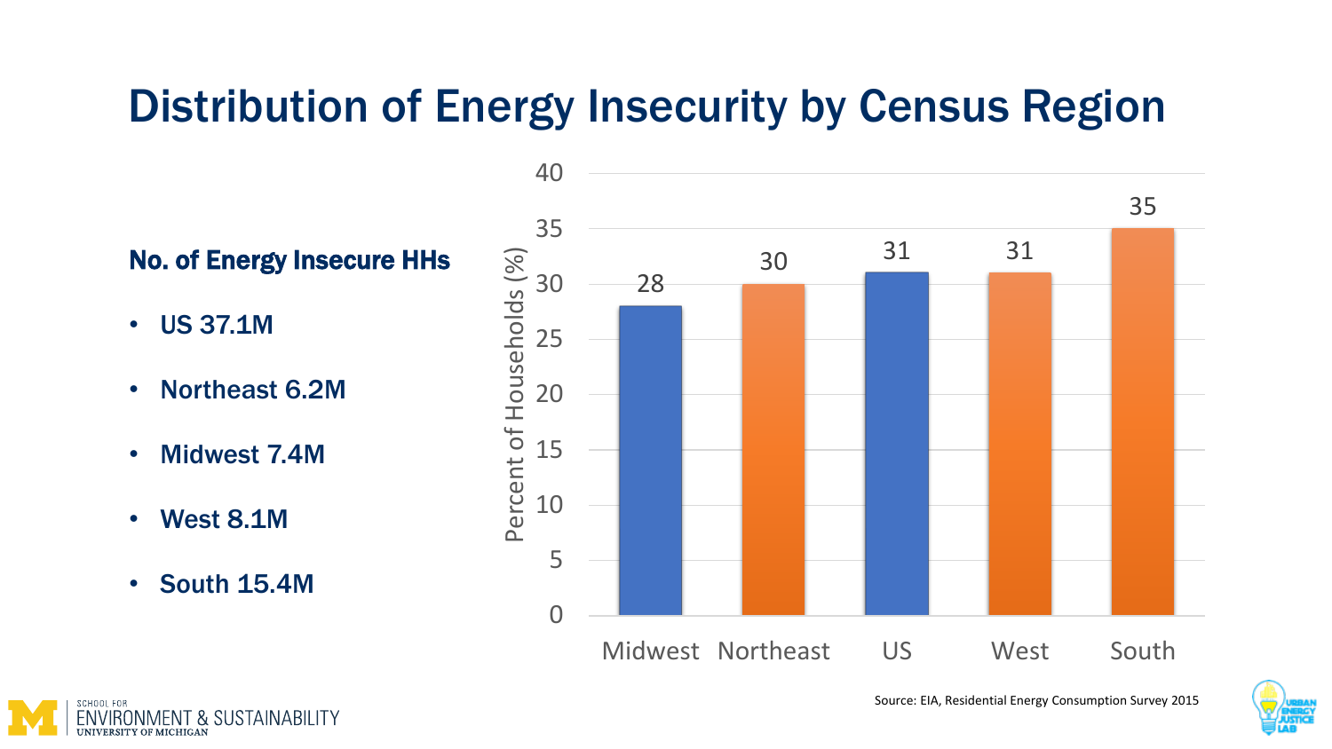# Distribution of Energy Insecurity by Census Region

**No. of Energy Insecure HHs**

- US 37.1M
- Northeast 6.2M
- Midwest 7.4M
- West 8.1M
- South 15.4M

| Region | Percent of Households (%) |
| --- | --- |
| Midwest | 28 |
| Northeast | 30 |
| US | 31 |
| West | 31 |
| South | 35 |

Source: EIA, Residential Energy Consumption Survey 2015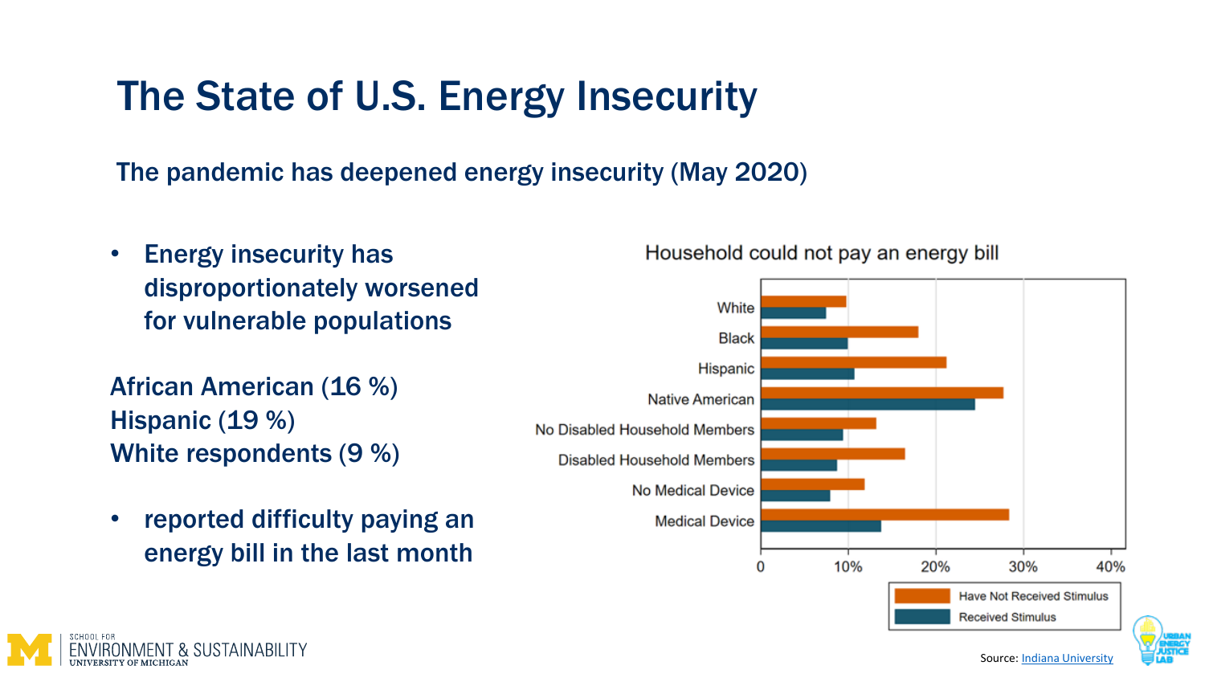# The State of U.S. Energy Insecurity

The pandemic has deepened energy insecurity (May 2020)

- Energy insecurity has disproportionately worsened for vulnerable populations

African American (16 %)
Hispanic (19 %)
White respondents (9 %)

- reported difficulty paying an energy bill in the last month

Household could not pay an energy bill

White
Black
Hispanic
Native American
No Disabled Household Members
Disabled Household Members
No Medical Device
Medical Device

0 10% 20% 30% 40%

Have Not Received Stimulus
Received Stimulus

Source: Indiana University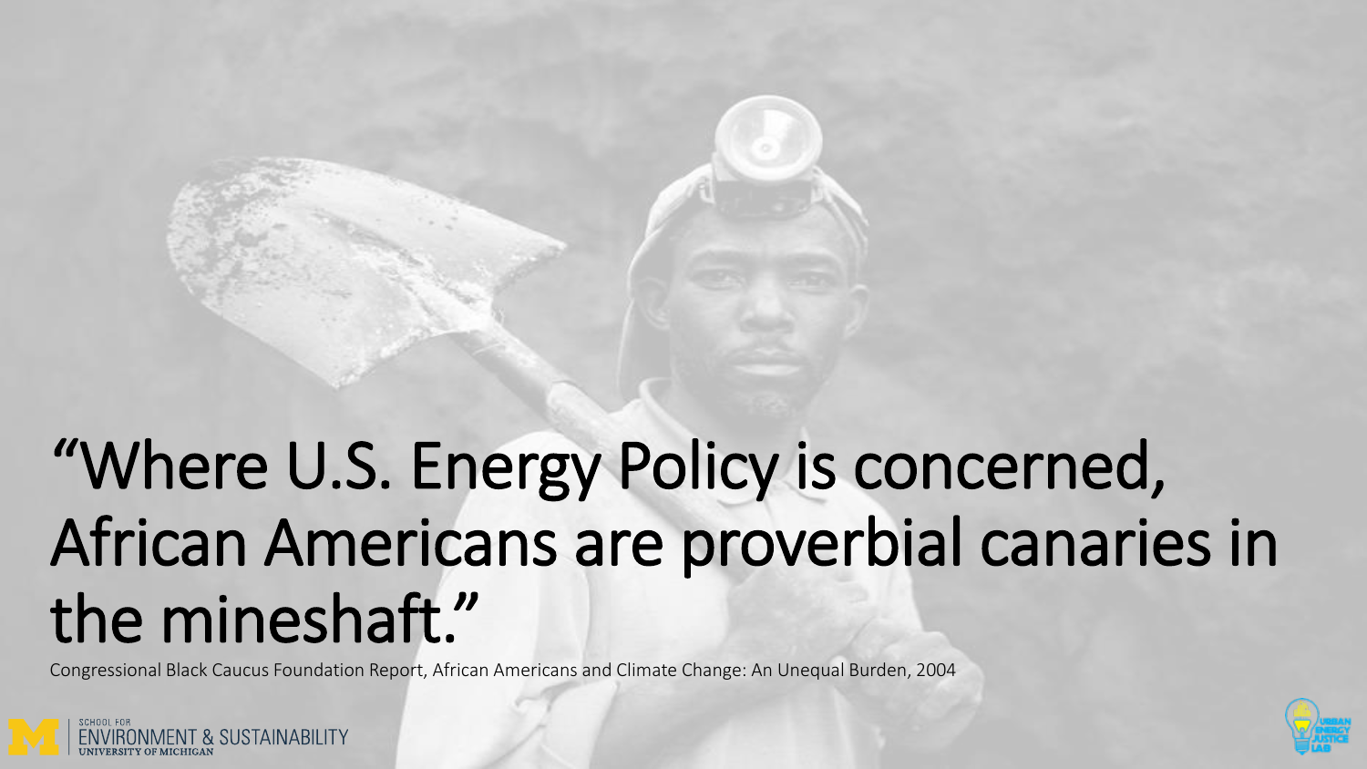"Where U.S. Energy Policy is concerned, African Americans are proverbial canaries in the mineshaft."

Congressional Black Caucus Foundation Report, African Americans and Climate Change: An Unequal Burden, 2004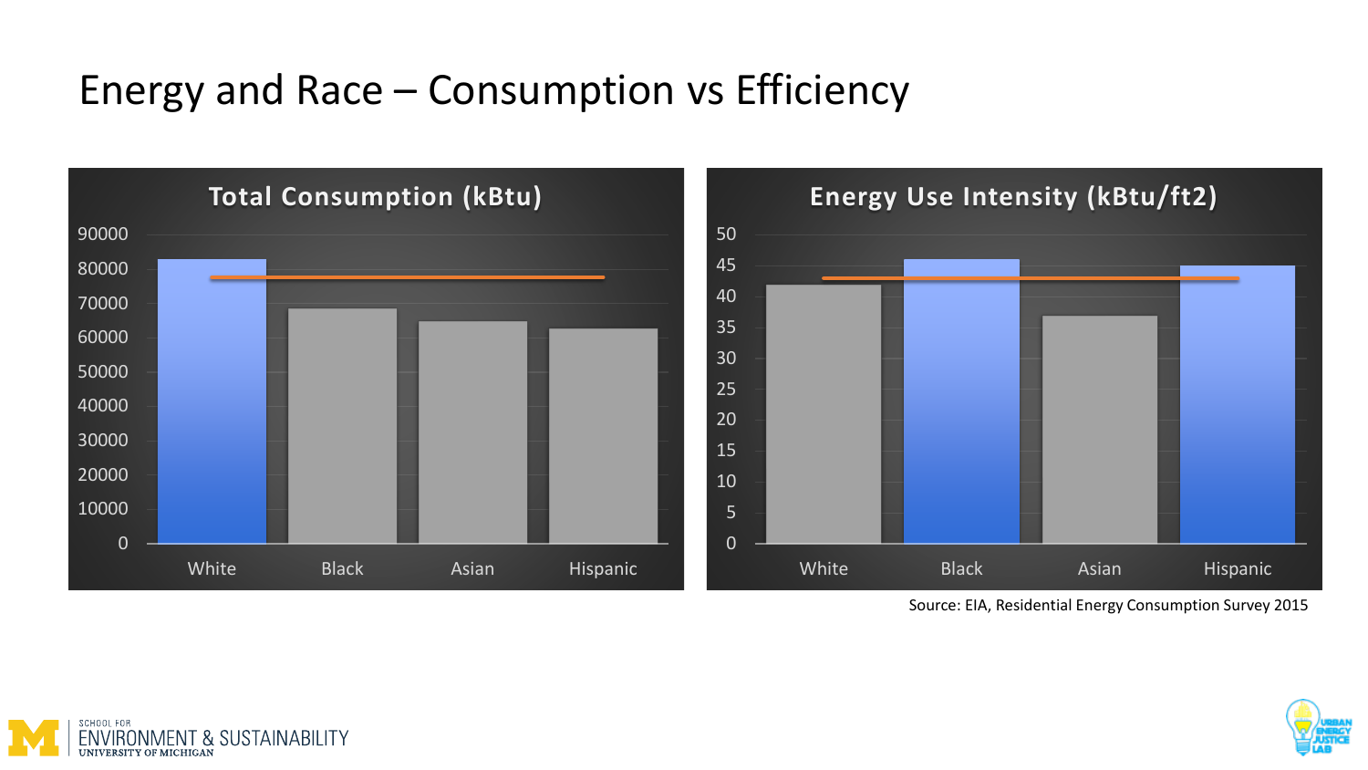# Energy and Race – Consumption vs Efficiency

## Total Consumption (kBtu)

90000
80000
70000
60000
50000
40000
30000
20000
10000
0

White | Black | Asian | Hispanic

## Energy Use Intensity (kBtu/ft2)

50
45
40
35
30
25
20
15
10
5
0

White | Black | Asian | Hispanic

Source: EIA, Residential Energy Consumption Survey 2015

SCHOOL FOR ENVIRONMENT & SUSTAINABILITY
UNIVERSITY OF MICHIGAN

URBAN ENERGY JUSTICE LAB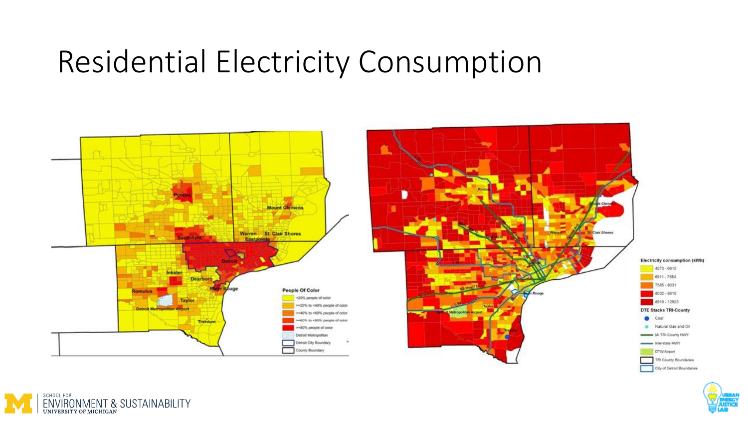# Residential Electricity Consumption

People Of Color

- <20% people of color
- >=20% to <40% people of color
- >=40% to <60% people of color
- >=60% to <80% people of color
- >=80% people of color
- Detroit Metropolitan
- Detroit City Boundary
- County Boundary

Electricity consumption (kWh)

- 4073 - 6910
- 6911 - 7584
- 7585 - 8031
- 8032 - 8918
- 8919 - 12923

DTE Stacks TRI-County

- Coal
- Natural Gas and Oil
- MI TRI-County HWY
- Interstate HWY
- DTW Airport
- TRI County Boundaries
- City of Detroit Boundaries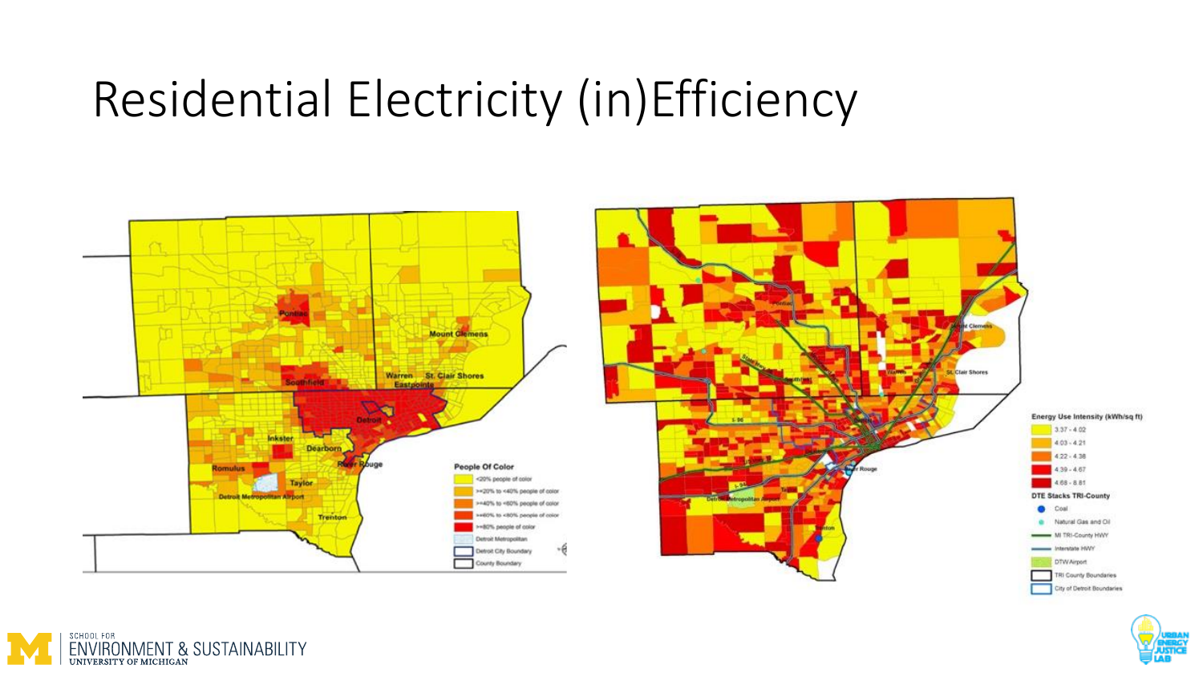# Residential Electricity (in)Efficiency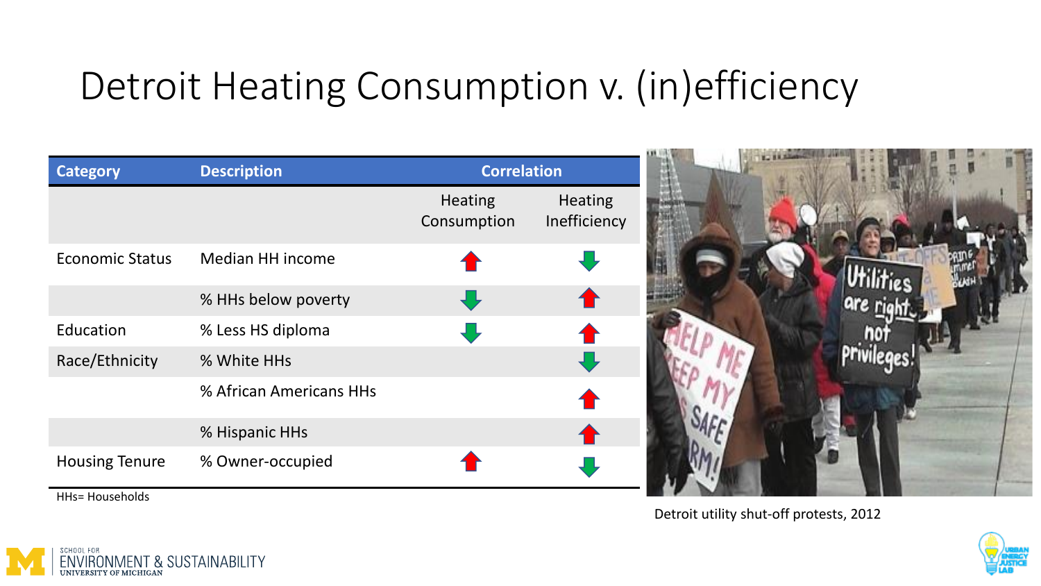# Detroit Heating Consumption v. (in)efficiency

| Category | Description | Correlation | |
|---|---|---|---|
| | | Heating Consumption | Heating Inefficiency |
| Economic Status | Median HH income | ↑ | ↓ |
| | % HHs below poverty | ↓ | ↑ |
| Education | % Less HS diploma | ↓ | ↑ |
| Race/Ethnicity | % White HHs | | ↓ |
| | % African Americans HHs | | ↑ |
| | % Hispanic HHs | | ↑ |
| Housing Tenure | % Owner-occupied | ↑ | ↓ |

HHs= Households

Detroit utility shut-off protests, 2012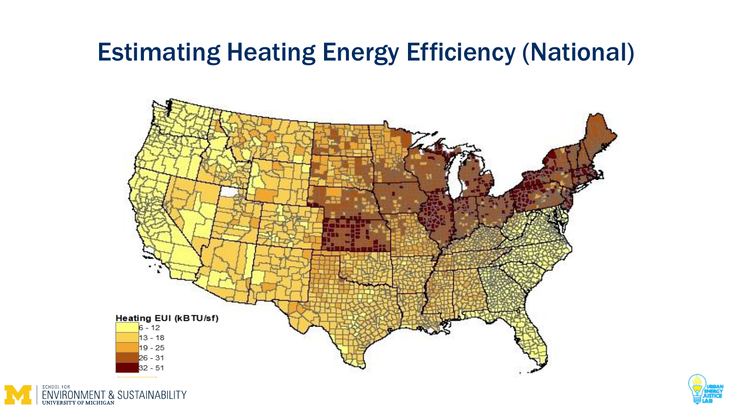# Estimating Heating Energy Efficiency (National)

**Heating EUI (kBTU/sf)**

- 6 - 12
- 13 - 18
- 19 - 25
- 26 - 31
- 32 - 51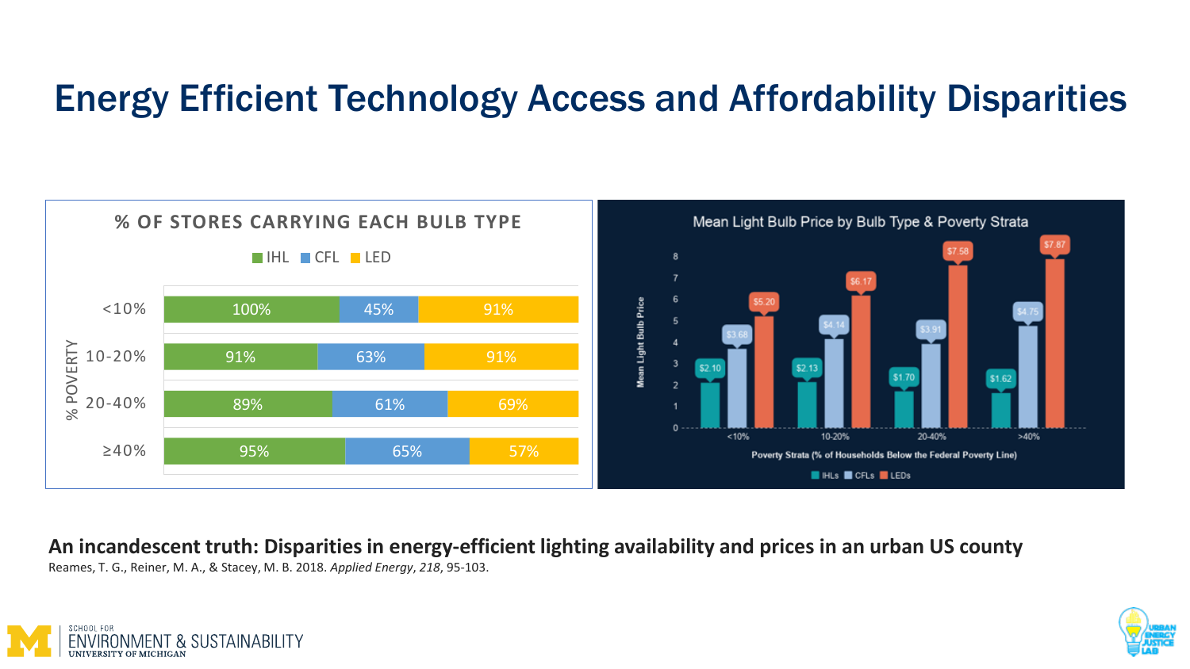# Energy Efficient Technology Access and Affordability Disparities

**% OF STORES CARRYING EACH BULB TYPE**

| % Poverty | IHL | CFL | LED |
|---|---|---|---|
| <10% | 100% | 45% | 91% |
| 10-20% | 91% | 63% | 91% |
| 20-40% | 89% | 61% | 69% |
| ≥40% | 95% | 65% | 57% |

**Mean Light Bulb Price by Bulb Type & Poverty Strata**

| Poverty Strata (% of Households Below the Federal Poverty Line) | IHLs | CFLs | LEDs |
|---|---|---|---|
| <10% | $2.10 | $3.68 | $5.20 |
| 10-20% | $2.13 | $4.14 | $6.17 |
| 20-40% | $1.70 | $3.91 | $7.58 |
| >40% | $1.62 | $4.75 | $7.87 |

**An incandescent truth: Disparities in energy-efficient lighting availability and prices in an urban US county**

Reames, T. G., Reiner, M. A., & Stacey, M. B. 2018. *Applied Energy*, *218*, 95-103.

SCHOOL FOR ENVIRONMENT & SUSTAINABILITY, UNIVERSITY OF MICHIGAN

URBAN ENERGY JUSTICE LAB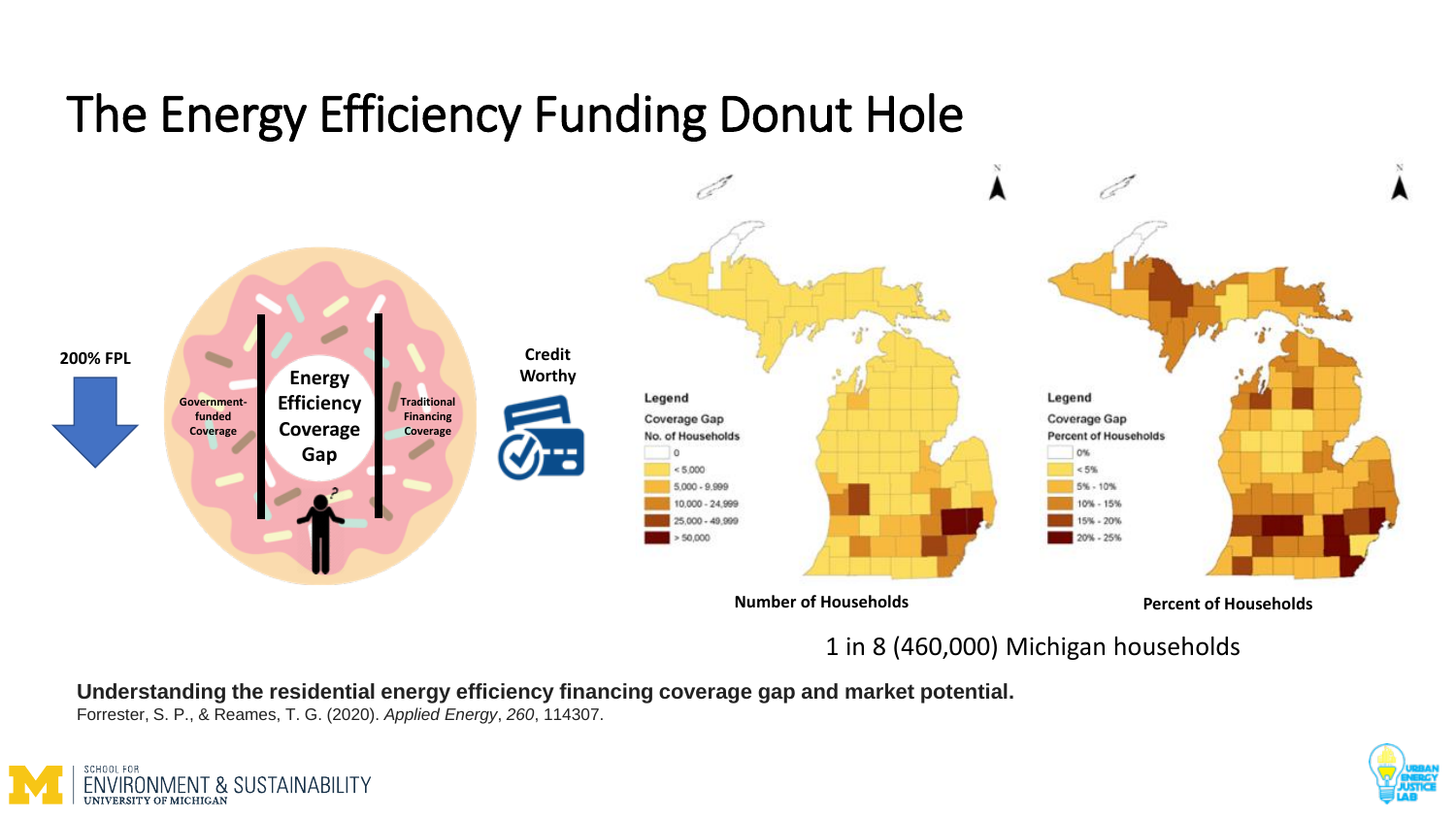# The Energy Efficiency Funding Donut Hole

200% FPL

Government-funded Coverage

Energy Efficiency Coverage Gap

Traditional Financing Coverage

Credit Worthy

Legend

Coverage Gap

No. of Households

- 0
- < 5,000
- 5,000 - 9,999
- 10,000 - 24,999
- 25,000 - 49,999
- > 50,000

Number of Households

Legend

Coverage Gap

Percent of Households

- 0%
- < 5%
- 5% - 10%
- 10% - 15%
- 15% - 20%
- 20% - 25%

Percent of Households

1 in 8 (460,000) Michigan households

**Understanding the residential energy efficiency financing coverage gap and market potential.**
Forrester, S. P., & Reames, T. G. (2020). *Applied Energy*, *260*, 114307.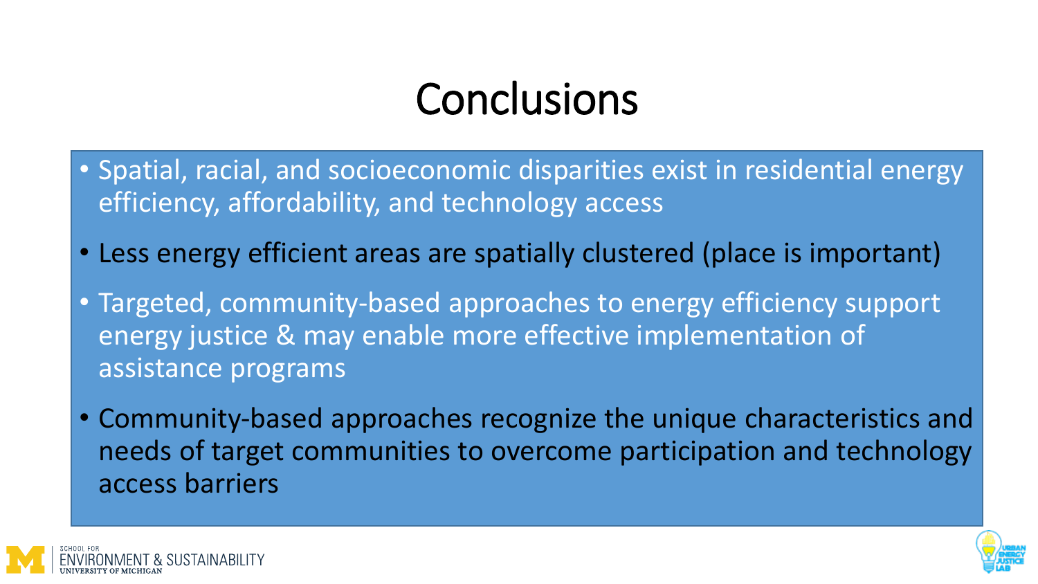# Conclusions

- Spatial, racial, and socioeconomic disparities exist in residential energy efficiency, affordability, and technology access
- Less energy efficient areas are spatially clustered (place is important)
- Targeted, community-based approaches to energy efficiency support energy justice & may enable more effective implementation of assistance programs
- Community-based approaches recognize the unique characteristics and needs of target communities to overcome participation and technology access barriers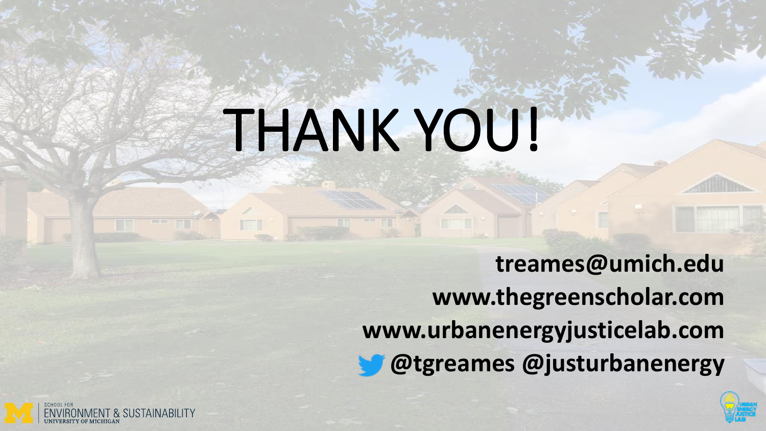# THANK YOU!

**treames@umich.edu**
**www.thegreenscholar.com**
**www.urbanenergyjusticelab.com**
**@tgreames @justurbanenergy**

SCHOOL FOR ENVIRONMENT & SUSTAINABILITY
UNIVERSITY OF MICHIGAN

URBAN ENERGY JUSTICE LAB